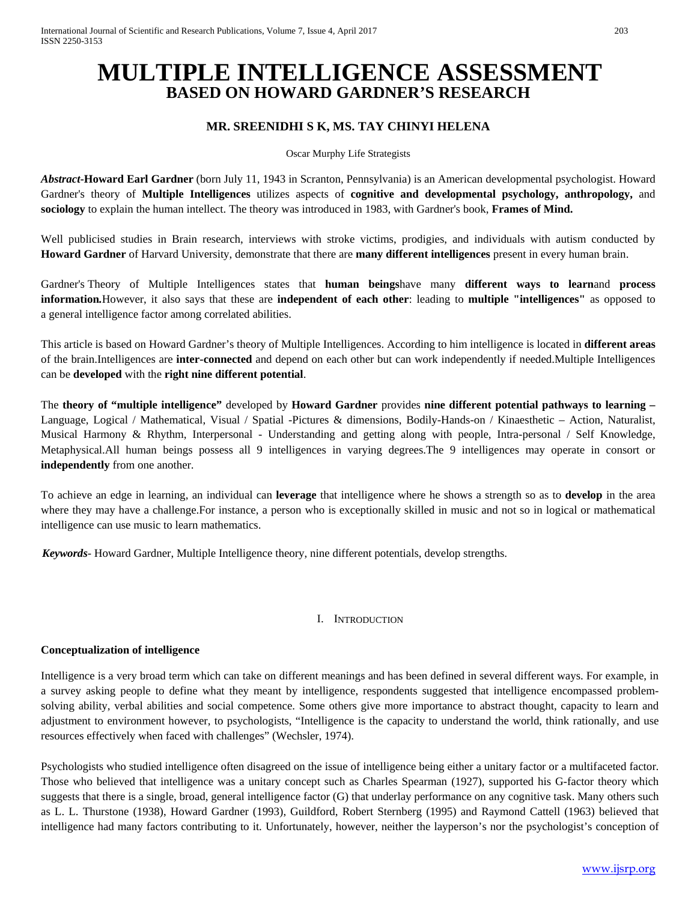# MULTIPLE INTELLIGENCE ASSESSMENT
## BASED ON HOWARD GARDNER'S RESEARCH

**MR. SREENIDHI S K, MS. TAY CHINYI HELENA**

Oscar Murphy Life Strategists

***Abstract*-Howard Earl Gardner** (born July 11, 1943 in Scranton, Pennsylvania) is an American developmental psychologist. Howard Gardner's theory of **Multiple Intelligences** utilizes aspects of **cognitive and developmental psychology, anthropology,** and **sociology** to explain the human intellect. The theory was introduced in 1983, with Gardner's book, **Frames of Mind.**

Well publicised studies in Brain research, interviews with stroke victims, prodigies, and individuals with autism conducted by **Howard Gardner** of Harvard University, demonstrate that there are **many different intelligences** present in every human brain.

Gardner's Theory of Multiple Intelligences states that **human beings**have many **different ways to learn**and **process information.**However, it also says that these are **independent of each other**: leading to **multiple "intelligences"** as opposed to a general intelligence factor among correlated abilities.

This article is based on Howard Gardner's theory of Multiple Intelligences. According to him intelligence is located in **different areas** of the brain.Intelligences are **inter-connected** and depend on each other but can work independently if needed.Multiple Intelligences can be **developed** with the **right nine different potential**.

The **theory of "multiple intelligence"** developed by **Howard Gardner** provides **nine different potential pathways to learning –** Language, Logical / Mathematical, Visual / Spatial -Pictures & dimensions, Bodily-Hands-on / Kinaesthetic – Action, Naturalist, Musical Harmony & Rhythm, Interpersonal - Understanding and getting along with people, Intra-personal / Self Knowledge, Metaphysical.All human beings possess all 9 intelligences in varying degrees.The 9 intelligences may operate in consort or **independently** from one another.

To achieve an edge in learning, an individual can **leverage** that intelligence where he shows a strength so as to **develop** in the area where they may have a challenge.For instance, a person who is exceptionally skilled in music and not so in logical or mathematical intelligence can use music to learn mathematics.

***Keywords***- Howard Gardner, Multiple Intelligence theory, nine different potentials, develop strengths.

## I. Introduction

**Conceptualization of intelligence**

Intelligence is a very broad term which can take on different meanings and has been defined in several different ways. For example, in a survey asking people to define what they meant by intelligence, respondents suggested that intelligence encompassed problem-solving ability, verbal abilities and social competence. Some others give more importance to abstract thought, capacity to learn and adjustment to environment however, to psychologists, "Intelligence is the capacity to understand the world, think rationally, and use resources effectively when faced with challenges" (Wechsler, 1974).

Psychologists who studied intelligence often disagreed on the issue of intelligence being either a unitary factor or a multifaceted factor. Those who believed that intelligence was a unitary concept such as Charles Spearman (1927), supported his G-factor theory which suggests that there is a single, broad, general intelligence factor (G) that underlay performance on any cognitive task. Many others such as L. L. Thurstone (1938), Howard Gardner (1993), Guildford, Robert Sternberg (1995) and Raymond Cattell (1963) believed that intelligence had many factors contributing to it. Unfortunately, however, neither the layperson's nor the psychologist's conception of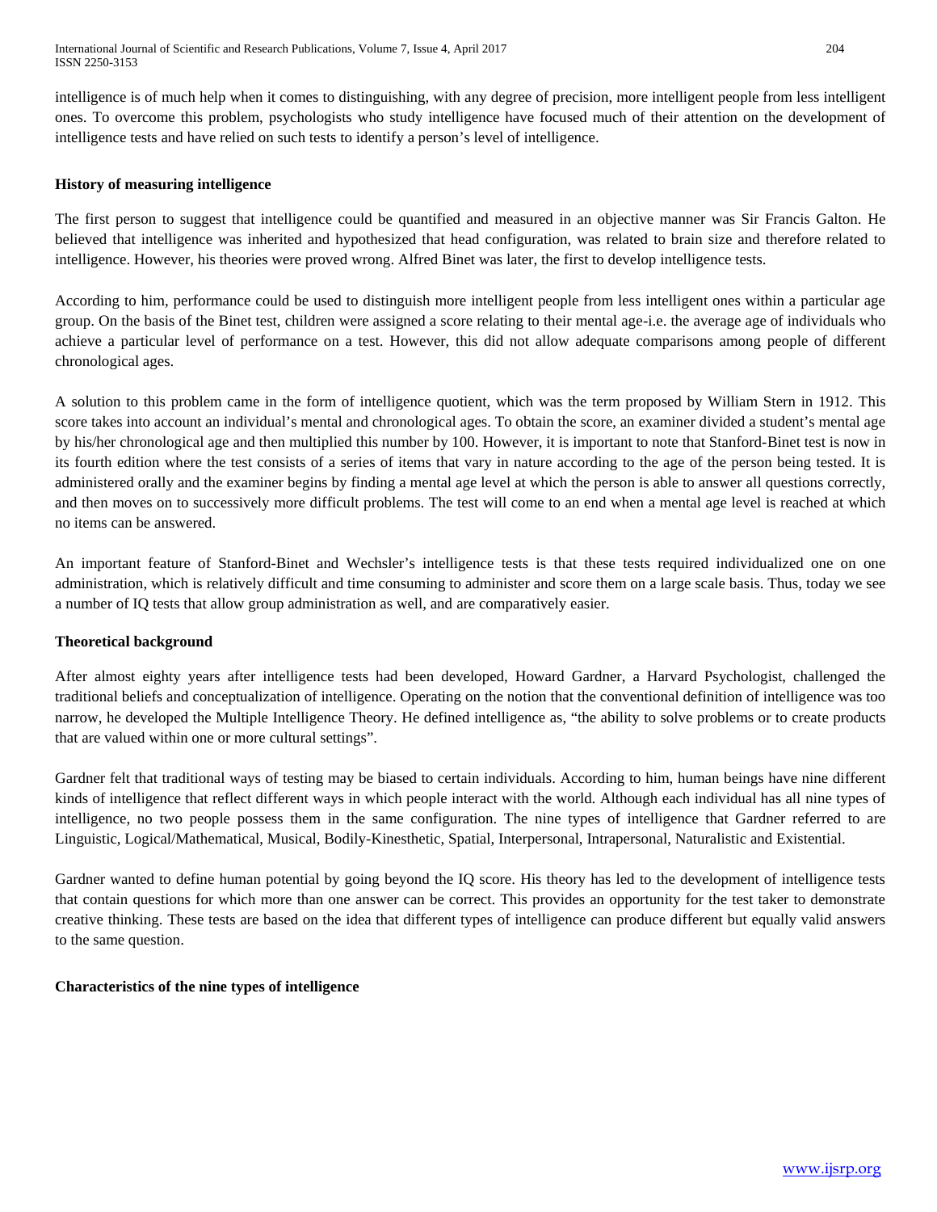intelligence is of much help when it comes to distinguishing, with any degree of precision, more intelligent people from less intelligent ones. To overcome this problem, psychologists who study intelligence have focused much of their attention on the development of intelligence tests and have relied on such tests to identify a person's level of intelligence.

**History of measuring intelligence**

The first person to suggest that intelligence could be quantified and measured in an objective manner was Sir Francis Galton. He believed that intelligence was inherited and hypothesized that head configuration, was related to brain size and therefore related to intelligence. However, his theories were proved wrong. Alfred Binet was later, the first to develop intelligence tests.

According to him, performance could be used to distinguish more intelligent people from less intelligent ones within a particular age group. On the basis of the Binet test, children were assigned a score relating to their mental age-i.e. the average age of individuals who achieve a particular level of performance on a test. However, this did not allow adequate comparisons among people of different chronological ages.

A solution to this problem came in the form of intelligence quotient, which was the term proposed by William Stern in 1912. This score takes into account an individual's mental and chronological ages. To obtain the score, an examiner divided a student's mental age by his/her chronological age and then multiplied this number by 100. However, it is important to note that Stanford-Binet test is now in its fourth edition where the test consists of a series of items that vary in nature according to the age of the person being tested. It is administered orally and the examiner begins by finding a mental age level at which the person is able to answer all questions correctly, and then moves on to successively more difficult problems. The test will come to an end when a mental age level is reached at which no items can be answered.

An important feature of Stanford-Binet and Wechsler's intelligence tests is that these tests required individualized one on one administration, which is relatively difficult and time consuming to administer and score them on a large scale basis. Thus, today we see a number of IQ tests that allow group administration as well, and are comparatively easier.

**Theoretical background**

After almost eighty years after intelligence tests had been developed, Howard Gardner, a Harvard Psychologist, challenged the traditional beliefs and conceptualization of intelligence. Operating on the notion that the conventional definition of intelligence was too narrow, he developed the Multiple Intelligence Theory. He defined intelligence as, "the ability to solve problems or to create products that are valued within one or more cultural settings".

Gardner felt that traditional ways of testing may be biased to certain individuals. According to him, human beings have nine different kinds of intelligence that reflect different ways in which people interact with the world. Although each individual has all nine types of intelligence, no two people possess them in the same configuration. The nine types of intelligence that Gardner referred to are Linguistic, Logical/Mathematical, Musical, Bodily-Kinesthetic, Spatial, Interpersonal, Intrapersonal, Naturalistic and Existential.

Gardner wanted to define human potential by going beyond the IQ score. His theory has led to the development of intelligence tests that contain questions for which more than one answer can be correct. This provides an opportunity for the test taker to demonstrate creative thinking. These tests are based on the idea that different types of intelligence can produce different but equally valid answers to the same question.

**Characteristics of the nine types of intelligence**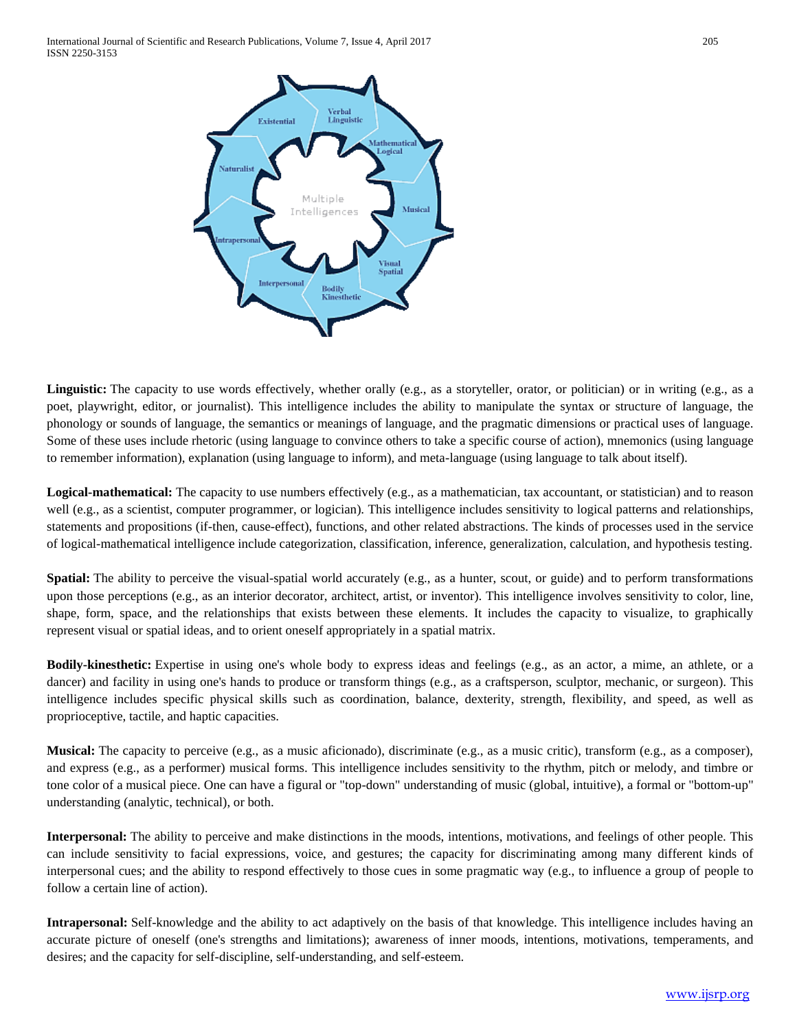**Linguistic:** The capacity to use words effectively, whether orally (e.g., as a storyteller, orator, or politician) or in writing (e.g., as a poet, playwright, editor, or journalist). This intelligence includes the ability to manipulate the syntax or structure of language, the phonology or sounds of language, the semantics or meanings of language, and the pragmatic dimensions or practical uses of language. Some of these uses include rhetoric (using language to convince others to take a specific course of action), mnemonics (using language to remember information), explanation (using language to inform), and meta-language (using language to talk about itself).

**Logical-mathematical:** The capacity to use numbers effectively (e.g., as a mathematician, tax accountant, or statistician) and to reason well (e.g., as a scientist, computer programmer, or logician). This intelligence includes sensitivity to logical patterns and relationships, statements and propositions (if-then, cause-effect), functions, and other related abstractions. The kinds of processes used in the service of logical-mathematical intelligence include categorization, classification, inference, generalization, calculation, and hypothesis testing.

**Spatial:** The ability to perceive the visual-spatial world accurately (e.g., as a hunter, scout, or guide) and to perform transformations upon those perceptions (e.g., as an interior decorator, architect, artist, or inventor). This intelligence involves sensitivity to color, line, shape, form, space, and the relationships that exists between these elements. It includes the capacity to visualize, to graphically represent visual or spatial ideas, and to orient oneself appropriately in a spatial matrix.

**Bodily-kinesthetic:** Expertise in using one's whole body to express ideas and feelings (e.g., as an actor, a mime, an athlete, or a dancer) and facility in using one's hands to produce or transform things (e.g., as a craftsperson, sculptor, mechanic, or surgeon). This intelligence includes specific physical skills such as coordination, balance, dexterity, strength, flexibility, and speed, as well as proprioceptive, tactile, and haptic capacities.

**Musical:** The capacity to perceive (e.g., as a music aficionado), discriminate (e.g., as a music critic), transform (e.g., as a composer), and express (e.g., as a performer) musical forms. This intelligence includes sensitivity to the rhythm, pitch or melody, and timbre or tone color of a musical piece. One can have a figural or "top-down" understanding of music (global, intuitive), a formal or "bottom-up" understanding (analytic, technical), or both.

**Interpersonal:** The ability to perceive and make distinctions in the moods, intentions, motivations, and feelings of other people. This can include sensitivity to facial expressions, voice, and gestures; the capacity for discriminating among many different kinds of interpersonal cues; and the ability to respond effectively to those cues in some pragmatic way (e.g., to influence a group of people to follow a certain line of action).

**Intrapersonal:** Self-knowledge and the ability to act adaptively on the basis of that knowledge. This intelligence includes having an accurate picture of oneself (one's strengths and limitations); awareness of inner moods, intentions, motivations, temperaments, and desires; and the capacity for self-discipline, self-understanding, and self-esteem.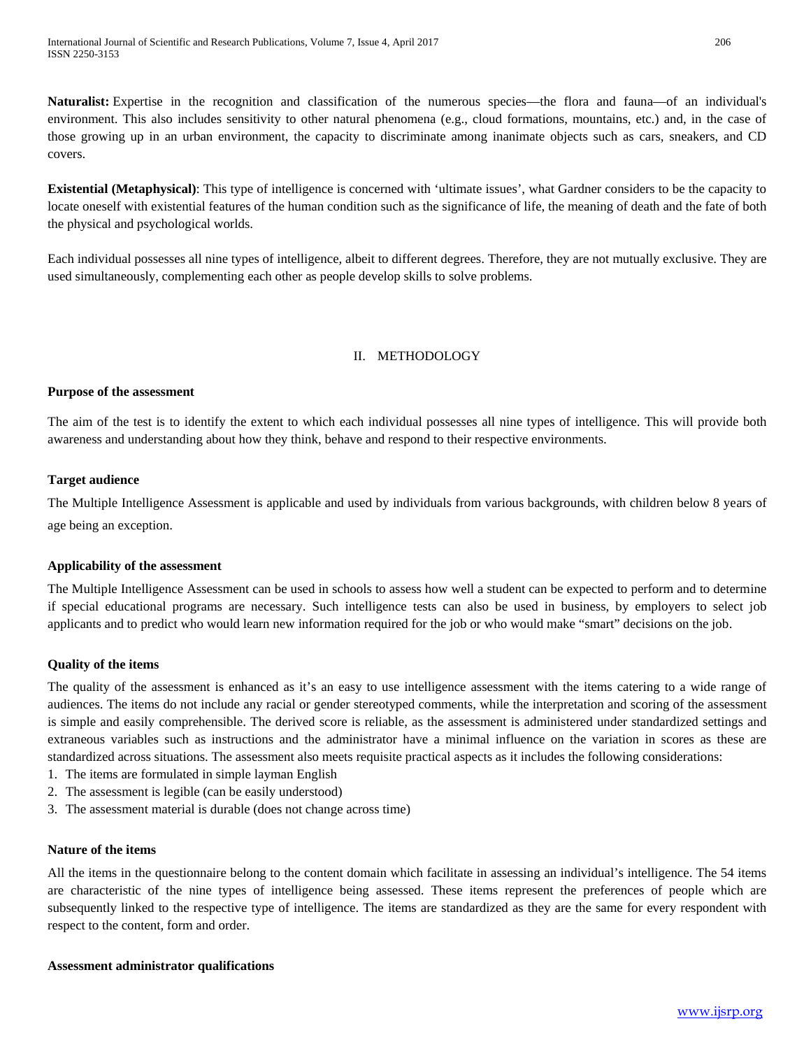**Naturalist:** Expertise in the recognition and classification of the numerous species—the flora and fauna—of an individual's environment. This also includes sensitivity to other natural phenomena (e.g., cloud formations, mountains, etc.) and, in the case of those growing up in an urban environment, the capacity to discriminate among inanimate objects such as cars, sneakers, and CD covers.

**Existential (Metaphysical)**: This type of intelligence is concerned with 'ultimate issues', what Gardner considers to be the capacity to locate oneself with existential features of the human condition such as the significance of life, the meaning of death and the fate of both the physical and psychological worlds.

Each individual possesses all nine types of intelligence, albeit to different degrees. Therefore, they are not mutually exclusive. They are used simultaneously, complementing each other as people develop skills to solve problems.

## II. METHODOLOGY

**Purpose of the assessment**

The aim of the test is to identify the extent to which each individual possesses all nine types of intelligence. This will provide both awareness and understanding about how they think, behave and respond to their respective environments.

**Target audience**

The Multiple Intelligence Assessment is applicable and used by individuals from various backgrounds, with children below 8 years of age being an exception.

**Applicability of the assessment**

The Multiple Intelligence Assessment can be used in schools to assess how well a student can be expected to perform and to determine if special educational programs are necessary. Such intelligence tests can also be used in business, by employers to select job applicants and to predict who would learn new information required for the job or who would make "smart" decisions on the job.

**Quality of the items**

The quality of the assessment is enhanced as it's an easy to use intelligence assessment with the items catering to a wide range of audiences. The items do not include any racial or gender stereotyped comments, while the interpretation and scoring of the assessment is simple and easily comprehensible. The derived score is reliable, as the assessment is administered under standardized settings and extraneous variables such as instructions and the administrator have a minimal influence on the variation in scores as these are standardized across situations. The assessment also meets requisite practical aspects as it includes the following considerations:

1. The items are formulated in simple layman English
2. The assessment is legible (can be easily understood)
3. The assessment material is durable (does not change across time)

**Nature of the items**

All the items in the questionnaire belong to the content domain which facilitate in assessing an individual's intelligence. The 54 items are characteristic of the nine types of intelligence being assessed. These items represent the preferences of people which are subsequently linked to the respective type of intelligence. The items are standardized as they are the same for every respondent with respect to the content, form and order.

**Assessment administrator qualifications**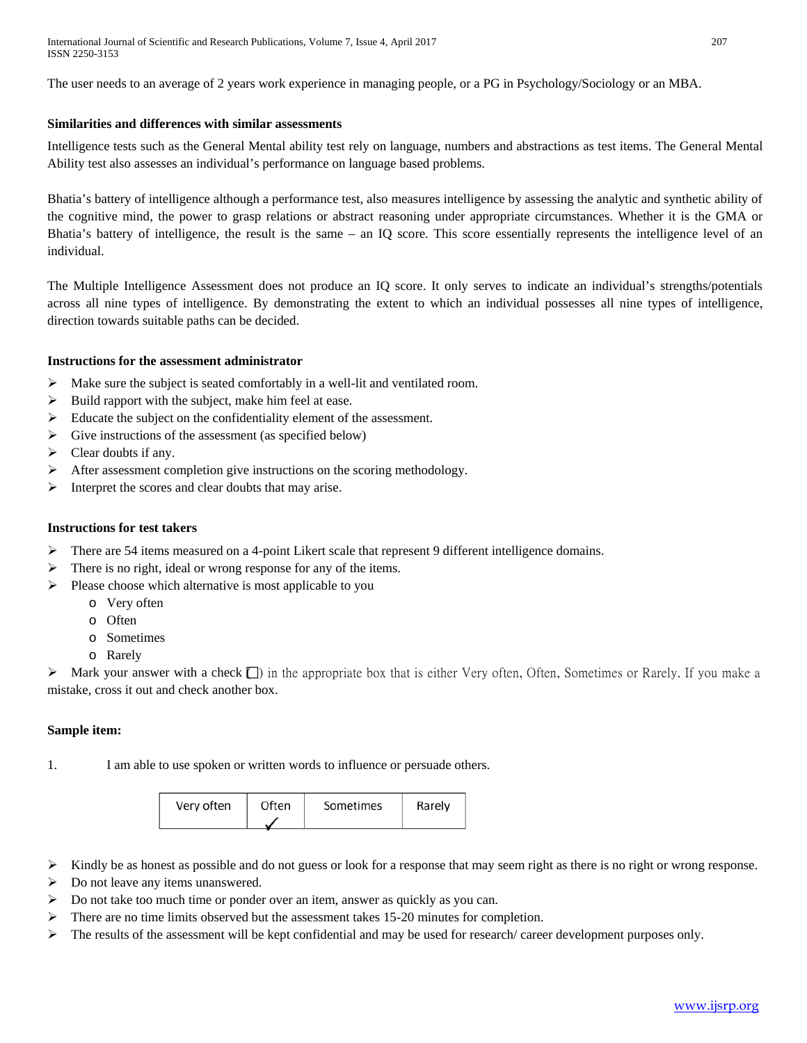The user needs to an average of 2 years work experience in managing people, or a PG in Psychology/Sociology or an MBA.

**Similarities and differences with similar assessments**

Intelligence tests such as the General Mental ability test rely on language, numbers and abstractions as test items. The General Mental Ability test also assesses an individual's performance on language based problems.

Bhatia's battery of intelligence although a performance test, also measures intelligence by assessing the analytic and synthetic ability of the cognitive mind, the power to grasp relations or abstract reasoning under appropriate circumstances. Whether it is the GMA or Bhatia's battery of intelligence, the result is the same – an IQ score. This score essentially represents the intelligence level of an individual.

The Multiple Intelligence Assessment does not produce an IQ score. It only serves to indicate an individual's strengths/potentials across all nine types of intelligence. By demonstrating the extent to which an individual possesses all nine types of intelligence, direction towards suitable paths can be decided.

**Instructions for the assessment administrator**

- Make sure the subject is seated comfortably in a well-lit and ventilated room.
- Build rapport with the subject, make him feel at ease.
- Educate the subject on the confidentiality element of the assessment.
- Give instructions of the assessment (as specified below)
- Clear doubts if any.
- After assessment completion give instructions on the scoring methodology.
- Interpret the scores and clear doubts that may arise.

**Instructions for test takers**

- There are 54 items measured on a 4-point Likert scale that represent 9 different intelligence domains.
- There is no right, ideal or wrong response for any of the items.
- Please choose which alternative is most applicable to you
  - Very often
  - Often
  - Sometimes
  - Rarely
- Mark your answer with a check ☐) in the appropriate box that is either Very often, Often, Sometimes or Rarely. If you make a mistake, cross it out and check another box.

**Sample item:**

1. I am able to use spoken or written words to influence or persuade others.

| Very often | Often | Sometimes | Rarely |
|---|---|---|---|
| | ✓ | | |

- Kindly be as honest as possible and do not guess or look for a response that may seem right as there is no right or wrong response.
- Do not leave any items unanswered.
- Do not take too much time or ponder over an item, answer as quickly as you can.
- There are no time limits observed but the assessment takes 15-20 minutes for completion.
- The results of the assessment will be kept confidential and may be used for research/ career development purposes only.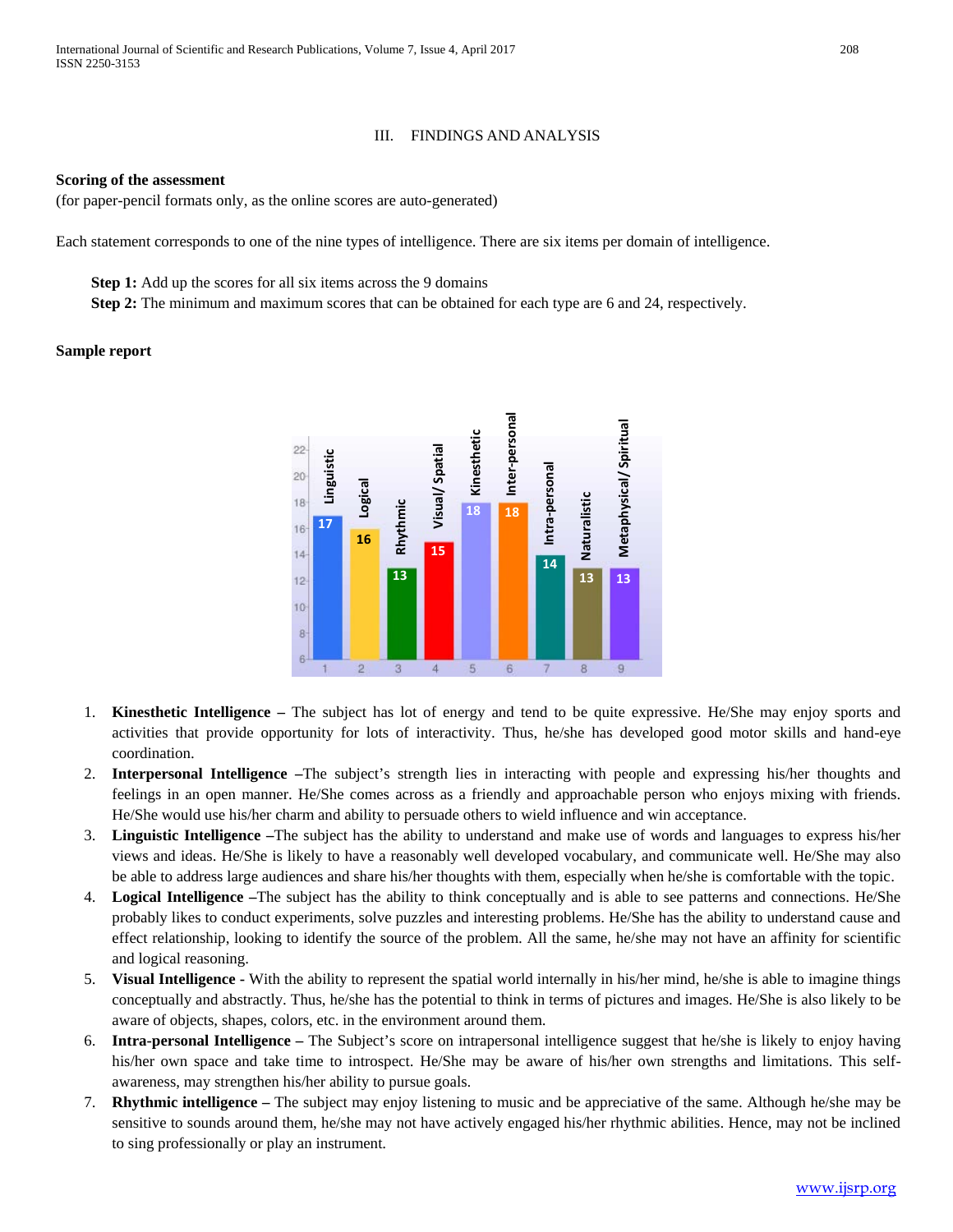### III. FINDINGS AND ANALYSIS

**Scoring of the assessment**

(for paper-pencil formats only, as the online scores are auto-generated)

Each statement corresponds to one of the nine types of intelligence. There are six items per domain of intelligence.

**Step 1:** Add up the scores for all six items across the 9 domains

**Step 2:** The minimum and maximum scores that can be obtained for each type are 6 and 24, respectively.

**Sample report**

1. **Kinesthetic Intelligence –** The subject has lot of energy and tend to be quite expressive. He/She may enjoy sports and activities that provide opportunity for lots of interactivity. Thus, he/she has developed good motor skills and hand-eye coordination.
2. **Interpersonal Intelligence –**The subject's strength lies in interacting with people and expressing his/her thoughts and feelings in an open manner. He/She comes across as a friendly and approachable person who enjoys mixing with friends. He/She would use his/her charm and ability to persuade others to wield influence and win acceptance.
3. **Linguistic Intelligence –**The subject has the ability to understand and make use of words and languages to express his/her views and ideas. He/She is likely to have a reasonably well developed vocabulary, and communicate well. He/She may also be able to address large audiences and share his/her thoughts with them, especially when he/she is comfortable with the topic.
4. **Logical Intelligence –**The subject has the ability to think conceptually and is able to see patterns and connections. He/She probably likes to conduct experiments, solve puzzles and interesting problems. He/She has the ability to understand cause and effect relationship, looking to identify the source of the problem. All the same, he/she may not have an affinity for scientific and logical reasoning.
5. **Visual Intelligence -** With the ability to represent the spatial world internally in his/her mind, he/she is able to imagine things conceptually and abstractly. Thus, he/she has the potential to think in terms of pictures and images. He/She is also likely to be aware of objects, shapes, colors, etc. in the environment around them.
6. **Intra-personal Intelligence –** The Subject's score on intrapersonal intelligence suggest that he/she is likely to enjoy having his/her own space and take time to introspect. He/She may be aware of his/her own strengths and limitations. This self-awareness, may strengthen his/her ability to pursue goals.
7. **Rhythmic intelligence –** The subject may enjoy listening to music and be appreciative of the same. Although he/she may be sensitive to sounds around them, he/she may not have actively engaged his/her rhythmic abilities. Hence, may not be inclined to sing professionally or play an instrument.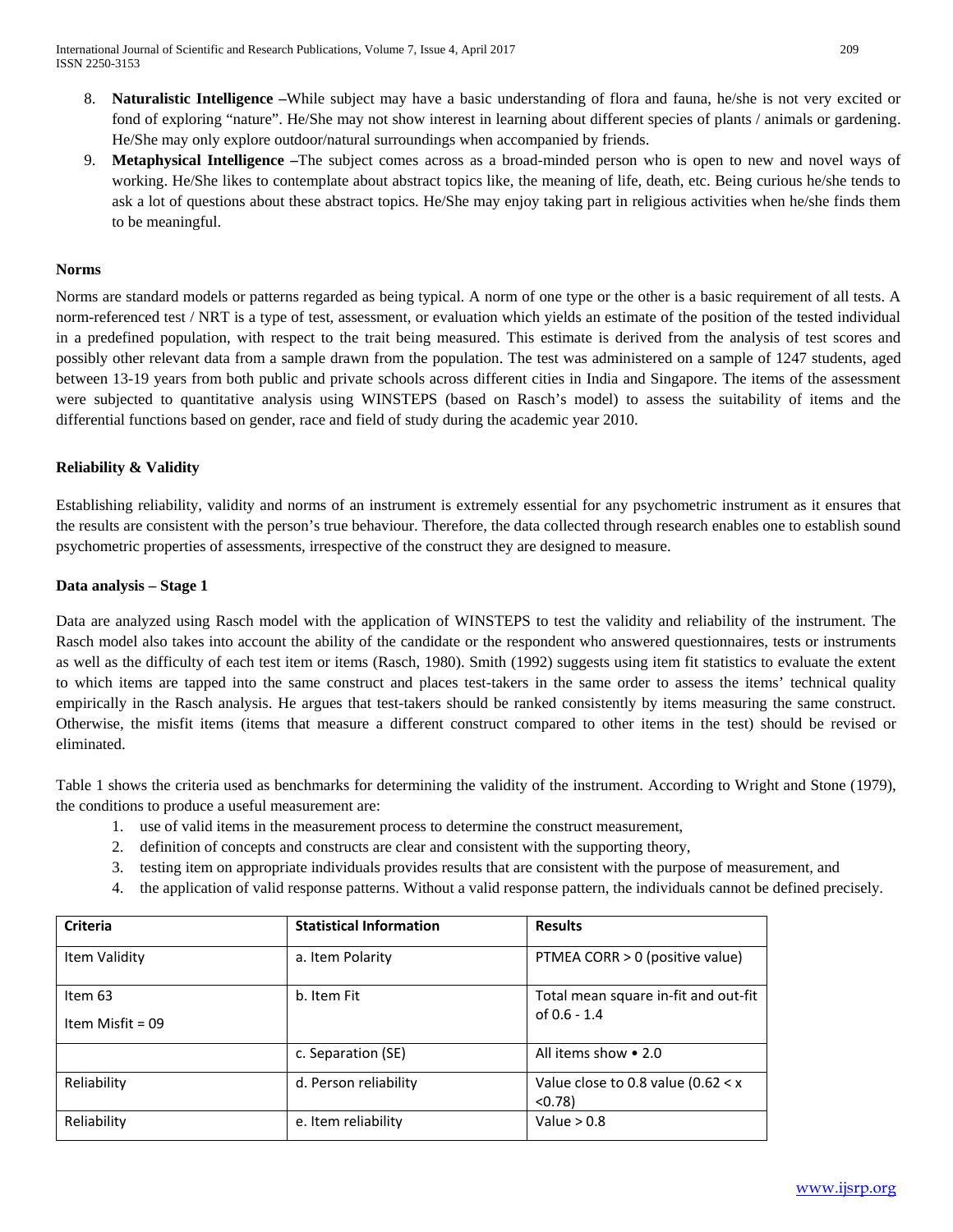8. **Naturalistic Intelligence –**While subject may have a basic understanding of flora and fauna, he/she is not very excited or fond of exploring "nature". He/She may not show interest in learning about different species of plants / animals or gardening. He/She may only explore outdoor/natural surroundings when accompanied by friends.
9. **Metaphysical Intelligence –**The subject comes across as a broad-minded person who is open to new and novel ways of working. He/She likes to contemplate about abstract topics like, the meaning of life, death, etc. Being curious he/she tends to ask a lot of questions about these abstract topics. He/She may enjoy taking part in religious activities when he/she finds them to be meaningful.

**Norms**

Norms are standard models or patterns regarded as being typical. A norm of one type or the other is a basic requirement of all tests. A norm-referenced test / NRT is a type of test, assessment, or evaluation which yields an estimate of the position of the tested individual in a predefined population, with respect to the trait being measured. This estimate is derived from the analysis of test scores and possibly other relevant data from a sample drawn from the population. The test was administered on a sample of 1247 students, aged between 13-19 years from both public and private schools across different cities in India and Singapore. The items of the assessment were subjected to quantitative analysis using WINSTEPS (based on Rasch's model) to assess the suitability of items and the differential functions based on gender, race and field of study during the academic year 2010.

**Reliability & Validity**

Establishing reliability, validity and norms of an instrument is extremely essential for any psychometric instrument as it ensures that the results are consistent with the person's true behaviour. Therefore, the data collected through research enables one to establish sound psychometric properties of assessments, irrespective of the construct they are designed to measure.

**Data analysis – Stage 1**

Data are analyzed using Rasch model with the application of WINSTEPS to test the validity and reliability of the instrument. The Rasch model also takes into account the ability of the candidate or the respondent who answered questionnaires, tests or instruments as well as the difficulty of each test item or items (Rasch, 1980). Smith (1992) suggests using item fit statistics to evaluate the extent to which items are tapped into the same construct and places test-takers in the same order to assess the items' technical quality empirically in the Rasch analysis. He argues that test-takers should be ranked consistently by items measuring the same construct. Otherwise, the misfit items (items that measure a different construct compared to other items in the test) should be revised or eliminated.

Table 1 shows the criteria used as benchmarks for determining the validity of the instrument. According to Wright and Stone (1979), the conditions to produce a useful measurement are:

1. use of valid items in the measurement process to determine the construct measurement,
2. definition of concepts and constructs are clear and consistent with the supporting theory,
3. testing item on appropriate individuals provides results that are consistent with the purpose of measurement, and
4. the application of valid response patterns. Without a valid response pattern, the individuals cannot be defined precisely.

| Criteria | Statistical Information | Results |
|---|---|---|
| Item Validity | a. Item Polarity | PTMEA CORR > 0 (positive value) |
| Item 63<br>Item Misfit = 09 | b. Item Fit | Total mean square in-fit and out-fit of 0.6 - 1.4 |
| | c. Separation (SE) | All items show • 2.0 |
| Reliability | d. Person reliability | Value close to 0.8 value (0.62 < x <0.78) |
| Reliability | e. Item reliability | Value > 0.8 |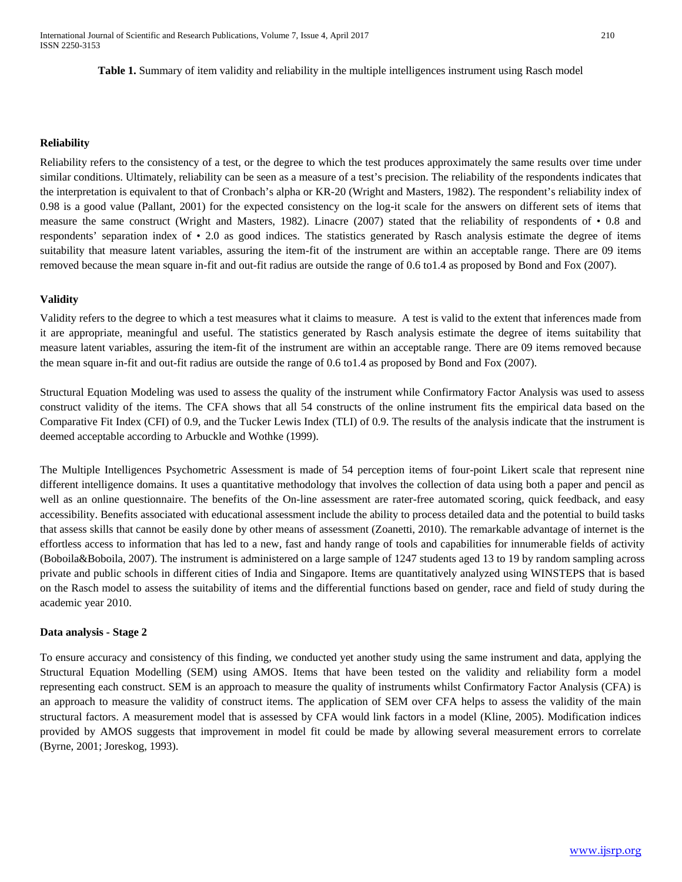**Table 1.** Summary of item validity and reliability in the multiple intelligences instrument using Rasch model

**Reliability**

Reliability refers to the consistency of a test, or the degree to which the test produces approximately the same results over time under similar conditions. Ultimately, reliability can be seen as a measure of a test's precision. The reliability of the respondents indicates that the interpretation is equivalent to that of Cronbach's alpha or KR-20 (Wright and Masters, 1982). The respondent's reliability index of 0.98 is a good value (Pallant, 2001) for the expected consistency on the log-it scale for the answers on different sets of items that measure the same construct (Wright and Masters, 1982). Linacre (2007) stated that the reliability of respondents of • 0.8 and respondents' separation index of • 2.0 as good indices. The statistics generated by Rasch analysis estimate the degree of items suitability that measure latent variables, assuring the item-fit of the instrument are within an acceptable range. There are 09 items removed because the mean square in-fit and out-fit radius are outside the range of 0.6 to1.4 as proposed by Bond and Fox (2007).

**Validity**

Validity refers to the degree to which a test measures what it claims to measure. A test is valid to the extent that inferences made from it are appropriate, meaningful and useful. The statistics generated by Rasch analysis estimate the degree of items suitability that measure latent variables, assuring the item-fit of the instrument are within an acceptable range. There are 09 items removed because the mean square in-fit and out-fit radius are outside the range of 0.6 to1.4 as proposed by Bond and Fox (2007).

Structural Equation Modeling was used to assess the quality of the instrument while Confirmatory Factor Analysis was used to assess construct validity of the items. The CFA shows that all 54 constructs of the online instrument fits the empirical data based on the Comparative Fit Index (CFI) of 0.9, and the Tucker Lewis Index (TLI) of 0.9. The results of the analysis indicate that the instrument is deemed acceptable according to Arbuckle and Wothke (1999).

The Multiple Intelligences Psychometric Assessment is made of 54 perception items of four-point Likert scale that represent nine different intelligence domains. It uses a quantitative methodology that involves the collection of data using both a paper and pencil as well as an online questionnaire. The benefits of the On-line assessment are rater-free automated scoring, quick feedback, and easy accessibility. Benefits associated with educational assessment include the ability to process detailed data and the potential to build tasks that assess skills that cannot be easily done by other means of assessment (Zoanetti, 2010). The remarkable advantage of internet is the effortless access to information that has led to a new, fast and handy range of tools and capabilities for innumerable fields of activity (Boboila&Boboila, 2007). The instrument is administered on a large sample of 1247 students aged 13 to 19 by random sampling across private and public schools in different cities of India and Singapore. Items are quantitatively analyzed using WINSTEPS that is based on the Rasch model to assess the suitability of items and the differential functions based on gender, race and field of study during the academic year 2010.

**Data analysis - Stage 2**

To ensure accuracy and consistency of this finding, we conducted yet another study using the same instrument and data, applying the Structural Equation Modelling (SEM) using AMOS. Items that have been tested on the validity and reliability form a model representing each construct. SEM is an approach to measure the quality of instruments whilst Confirmatory Factor Analysis (CFA) is an approach to measure the validity of construct items. The application of SEM over CFA helps to assess the validity of the main structural factors. A measurement model that is assessed by CFA would link factors in a model (Kline, 2005). Modification indices provided by AMOS suggests that improvement in model fit could be made by allowing several measurement errors to correlate (Byrne, 2001; Joreskog, 1993).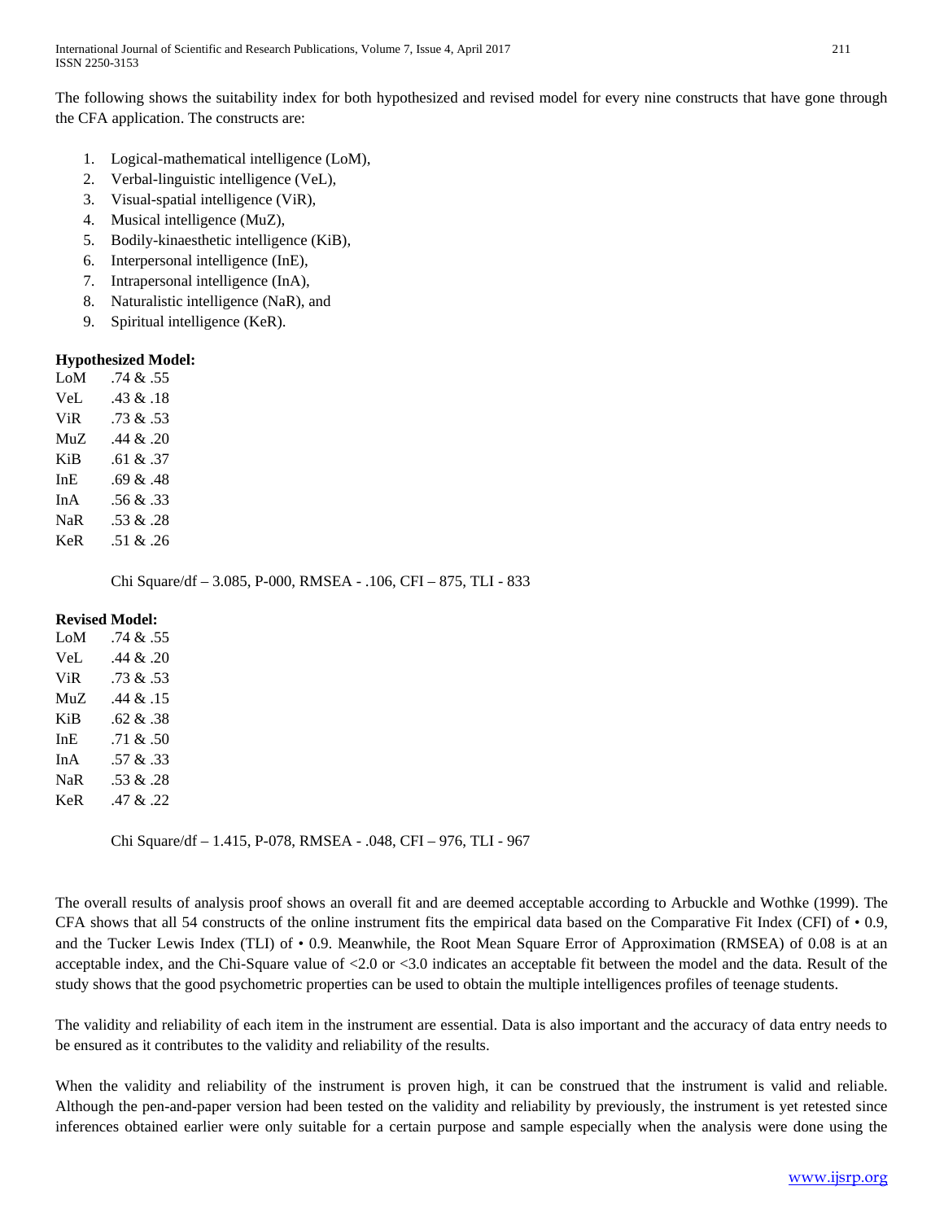The following shows the suitability index for both hypothesized and revised model for every nine constructs that have gone through the CFA application. The constructs are:

1. Logical-mathematical intelligence (LoM),
2. Verbal-linguistic intelligence (VeL),
3. Visual-spatial intelligence (ViR),
4. Musical intelligence (MuZ),
5. Bodily-kinaesthetic intelligence (KiB),
6. Interpersonal intelligence (InE),
7. Intrapersonal intelligence (InA),
8. Naturalistic intelligence (NaR), and
9. Spiritual intelligence (KeR).

**Hypothesized Model:**

LoM .74 & .55
VeL .43 & .18
ViR .73 & .53
MuZ .44 & .20
KiB .61 & .37
InE .69 & .48
InA .56 & .33
NaR .53 & .28
KeR .51 & .26

Chi Square/df – 3.085, P-000, RMSEA - .106, CFI – 875, TLI - 833

**Revised Model:**

LoM .74 & .55
VeL .44 & .20
ViR .73 & .53
MuZ .44 & .15
KiB .62 & .38
InE .71 & .50
InA .57 & .33
NaR .53 & .28
KeR .47 & .22

Chi Square/df – 1.415, P-078, RMSEA - .048, CFI – 976, TLI - 967

The overall results of analysis proof shows an overall fit and are deemed acceptable according to Arbuckle and Wothke (1999). The CFA shows that all 54 constructs of the online instrument fits the empirical data based on the Comparative Fit Index (CFI) of • 0.9, and the Tucker Lewis Index (TLI) of • 0.9. Meanwhile, the Root Mean Square Error of Approximation (RMSEA) of 0.08 is at an acceptable index, and the Chi-Square value of <2.0 or <3.0 indicates an acceptable fit between the model and the data. Result of the study shows that the good psychometric properties can be used to obtain the multiple intelligences profiles of teenage students.

The validity and reliability of each item in the instrument are essential. Data is also important and the accuracy of data entry needs to be ensured as it contributes to the validity and reliability of the results.

When the validity and reliability of the instrument is proven high, it can be construed that the instrument is valid and reliable. Although the pen-and-paper version had been tested on the validity and reliability by previously, the instrument is yet retested since inferences obtained earlier were only suitable for a certain purpose and sample especially when the analysis were done using the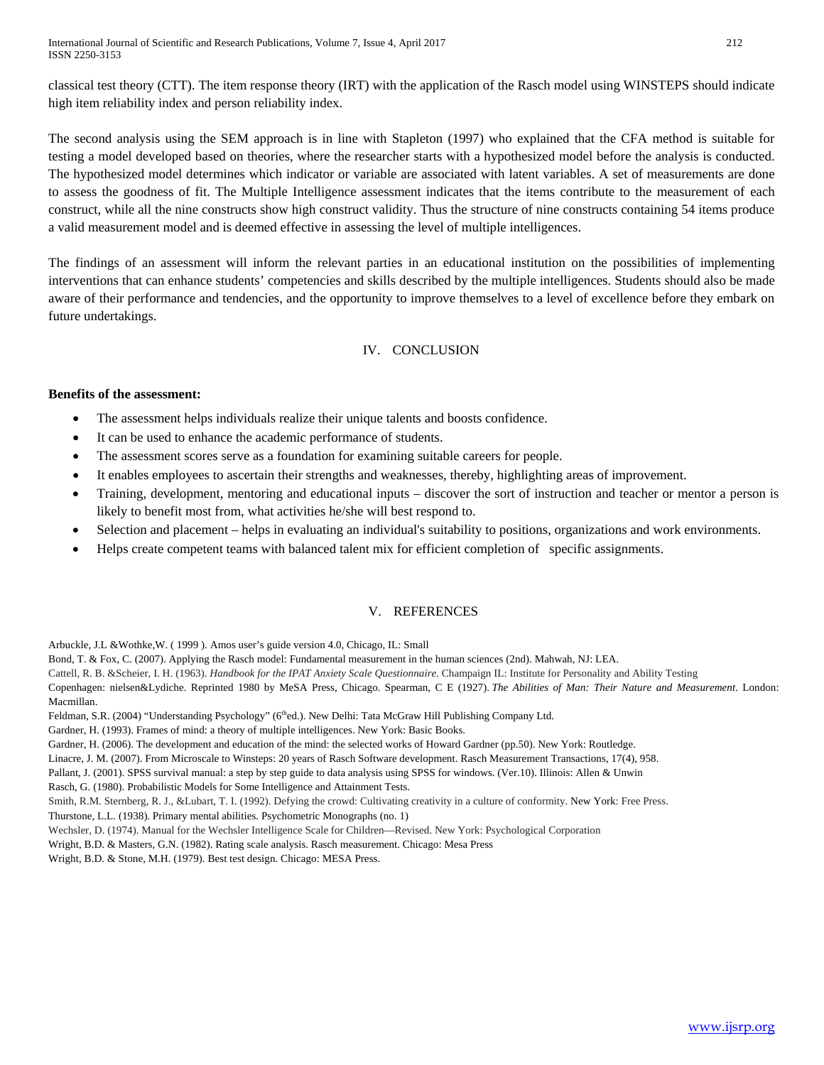classical test theory (CTT). The item response theory (IRT) with the application of the Rasch model using WINSTEPS should indicate high item reliability index and person reliability index.

The second analysis using the SEM approach is in line with Stapleton (1997) who explained that the CFA method is suitable for testing a model developed based on theories, where the researcher starts with a hypothesized model before the analysis is conducted. The hypothesized model determines which indicator or variable are associated with latent variables. A set of measurements are done to assess the goodness of fit. The Multiple Intelligence assessment indicates that the items contribute to the measurement of each construct, while all the nine constructs show high construct validity. Thus the structure of nine constructs containing 54 items produce a valid measurement model and is deemed effective in assessing the level of multiple intelligences.

The findings of an assessment will inform the relevant parties in an educational institution on the possibilities of implementing interventions that can enhance students' competencies and skills described by the multiple intelligences. Students should also be made aware of their performance and tendencies, and the opportunity to improve themselves to a level of excellence before they embark on future undertakings.

## IV. CONCLUSION

**Benefits of the assessment:**

- The assessment helps individuals realize their unique talents and boosts confidence.
- It can be used to enhance the academic performance of students.
- The assessment scores serve as a foundation for examining suitable careers for people.
- It enables employees to ascertain their strengths and weaknesses, thereby, highlighting areas of improvement.
- Training, development, mentoring and educational inputs – discover the sort of instruction and teacher or mentor a person is likely to benefit most from, what activities he/she will best respond to.
- Selection and placement – helps in evaluating an individual's suitability to positions, organizations and work environments.
- Helps create competent teams with balanced talent mix for efficient completion of specific assignments.

## V. REFERENCES

Arbuckle, J.L &Wothke,W. ( 1999 ). Amos user's guide version 4.0, Chicago, IL: Small

Bond, T. & Fox, C. (2007). Applying the Rasch model: Fundamental measurement in the human sciences (2nd). Mahwah, NJ: LEA.

Cattell, R. B. &Scheier, I. H. (1963). *Handbook for the IPAT Anxiety Scale Questionnaire.* Champaign IL: Institute for Personality and Ability Testing

Copenhagen: nielsen&Lydiche. Reprinted 1980 by MeSA Press, Chicago. Spearman, C E (1927). *The Abilities of Man: Their Nature and Measurement*. London: Macmillan.

Feldman, S.R. (2004) "Understanding Psychology" (6th ed.). New Delhi: Tata McGraw Hill Publishing Company Ltd.

Gardner, H. (1993). Frames of mind: a theory of multiple intelligences. New York: Basic Books.

Gardner, H. (2006). The development and education of the mind: the selected works of Howard Gardner (pp.50). New York: Routledge.

Linacre, J. M. (2007). From Microscale to Winsteps: 20 years of Rasch Software development. Rasch Measurement Transactions, 17(4), 958.

Pallant, J. (2001). SPSS survival manual: a step by step guide to data analysis using SPSS for windows. (Ver.10). Illinois: Allen & Unwin

Rasch, G. (1980). Probabilistic Models for Some Intelligence and Attainment Tests.

Smith, R.M. Sternberg, R. J., &Lubart, T. I. (1992). Defying the crowd: Cultivating creativity in a culture of conformity. New York: Free Press.

Thurstone, L.L. (1938). Primary mental abilities. Psychometric Monographs (no. 1)

Wechsler, D. (1974). Manual for the Wechsler Intelligence Scale for Children—Revised. New York: Psychological Corporation

Wright, B.D. & Masters, G.N. (1982). Rating scale analysis. Rasch measurement. Chicago: Mesa Press

Wright, B.D. & Stone, M.H. (1979). Best test design. Chicago: MESA Press.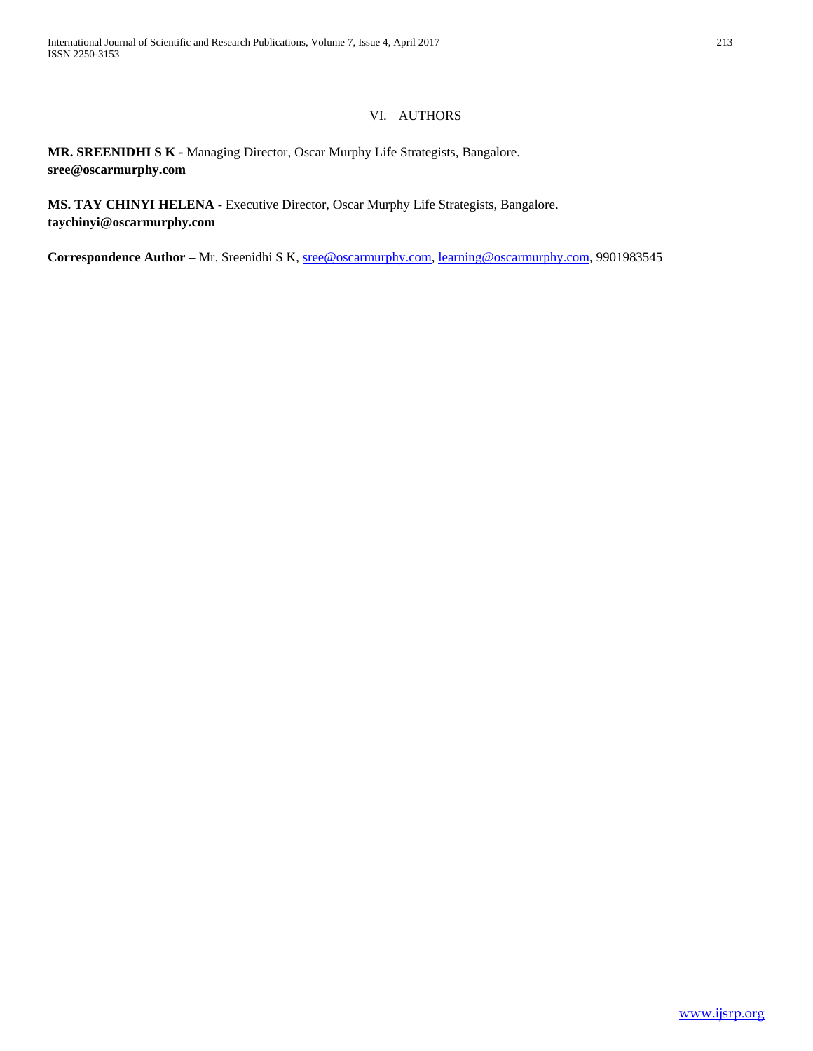## VI. AUTHORS

**MR. SREENIDHI S K -** Managing Director, Oscar Murphy Life Strategists, Bangalore.
**sree@oscarmurphy.com**

**MS. TAY CHINYI HELENA -** Executive Director, Oscar Murphy Life Strategists, Bangalore.
**taychinyi@oscarmurphy.com**

**Correspondence Author** – Mr. Sreenidhi S K, sree@oscarmurphy.com, learning@oscarmurphy.com, 9901983545